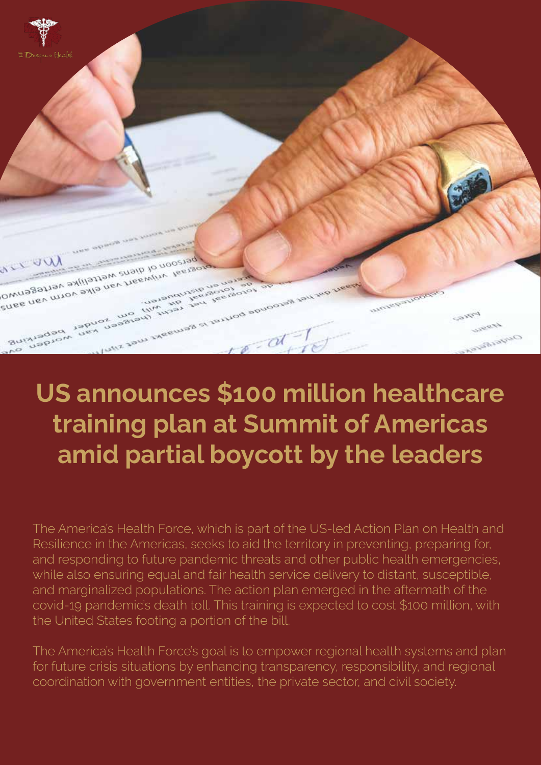# US announces $100 million healthcare training plan at Summit of Americas amid partial boycott by the leaders

The America's Health Force, which is part of the US-led Action Plan on Health and Resilience in the Americas, seeks to aid the territory in preventing, preparing for, and responding to future pandemic threats and other public health emergencies, while also ensuring equal and fair health service delivery to distant, susceptible, and marginalized populations. The action plan emerged in the aftermath of the covid-19 pandemic's death toll. This training is expected to cost $100 million, with the United States footing a portion of the bill.

The America's Health Force's goal is to empower regional health systems and plan for future crisis situations by enhancing transparency, responsibility, and regional coordination with government entities, the private sector, and civil society.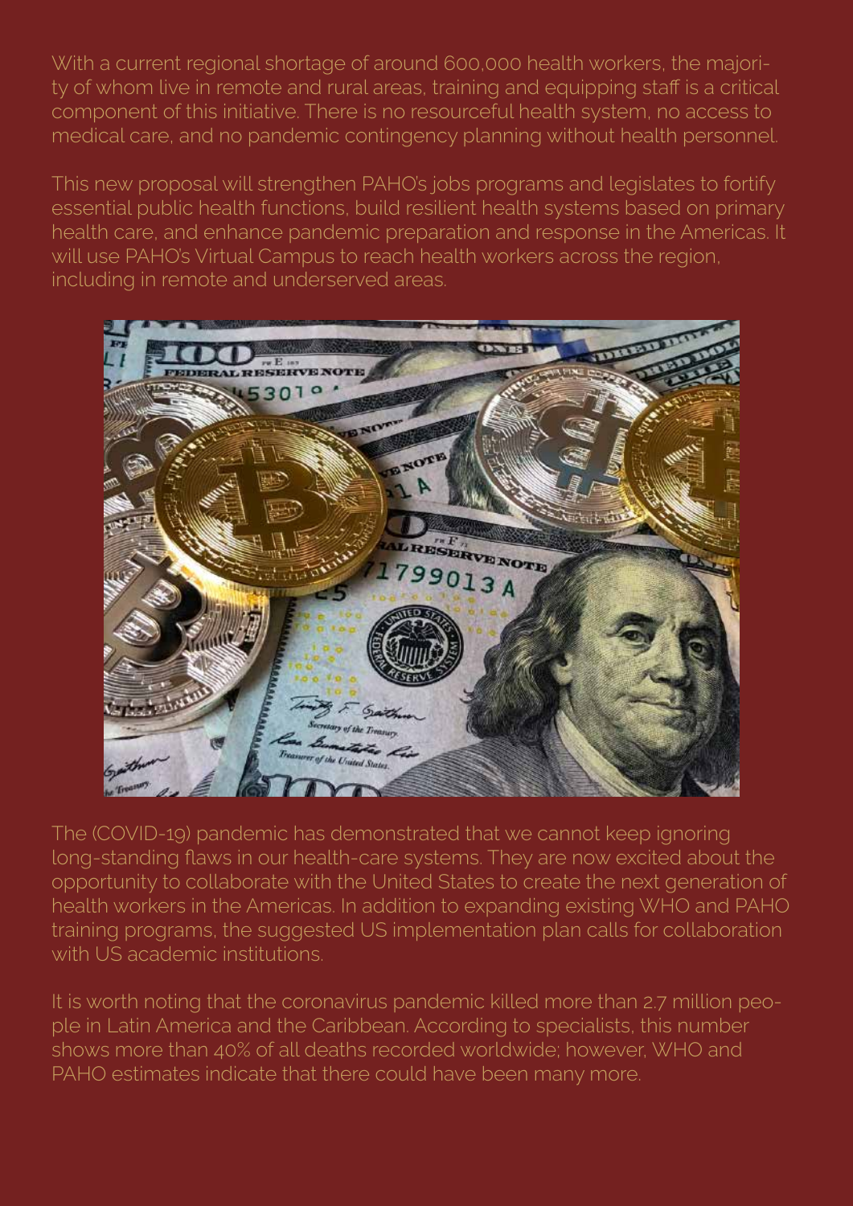With a current regional shortage of around 600,000 health workers, the majority of whom live in remote and rural areas, training and equipping staff is a critical component of this initiative. There is no resourceful health system, no access to medical care, and no pandemic contingency planning without health personnel.

This new proposal will strengthen PAHO's jobs programs and legislates to fortify essential public health functions, build resilient health systems based on primary health care, and enhance pandemic preparation and response in the Americas. It will use PAHO's Virtual Campus to reach health workers across the region, including in remote and underserved areas.

The (COVID-19) pandemic has demonstrated that we cannot keep ignoring long-standing flaws in our health-care systems. They are now excited about the opportunity to collaborate with the United States to create the next generation of health workers in the Americas. In addition to expanding existing WHO and PAHO training programs, the suggested US implementation plan calls for collaboration with US academic institutions.

It is worth noting that the coronavirus pandemic killed more than 2.7 million people in Latin America and the Caribbean. According to specialists, this number shows more than 40% of all deaths recorded worldwide; however, WHO and PAHO estimates indicate that there could have been many more.